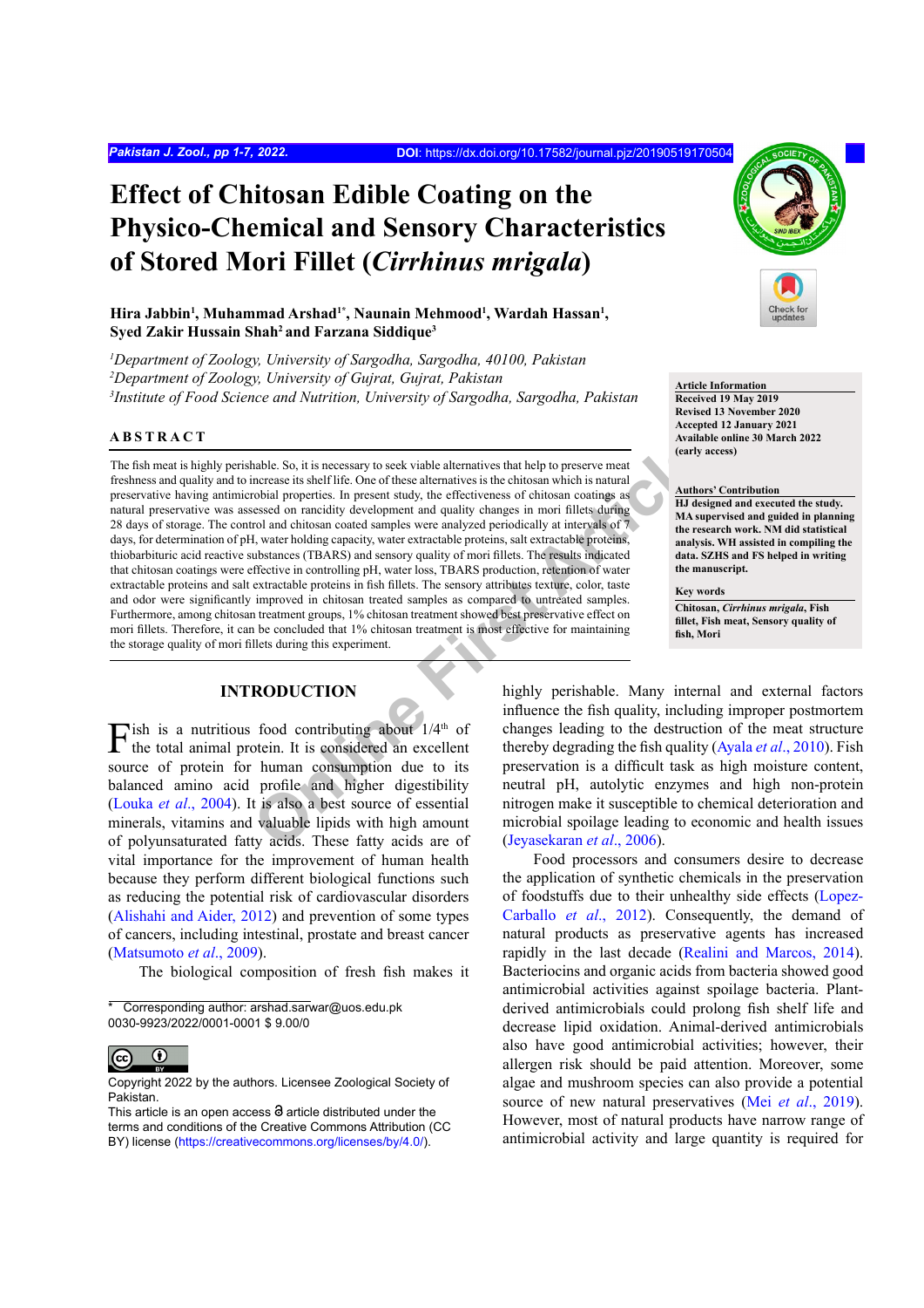# Effect of Chitosan Edible Coating on the Physico-Chemical and Sensory Characteristics of Stored Mori Fillet (*Cirrhinus mrigala*)

**Hira Jabbin[1], Muhammad Arshad[1*], Naunain Mehmood[1], Wardah Hassan[1], Syed Zakir Hussain Shah[2] and Farzana Siddique[3]**

*[1]Department of Zoology, University of Sargodha, Sargodha, 40100, Pakistan*
*[2]Department of Zoology, University of Gujrat, Gujrat, Pakistan*
*[3]Institute of Food Science and Nutrition, University of Sargodha, Sargodha, Pakistan*

**Article Information**
**Received 19 May 2019**
**Revised 13 November 2020**
**Accepted 12 January 2021**
**Available online 30 March 2022 (early access)**

**Authors' Contribution**
**HJ designed and executed the study. MA supervised and guided in planning the research work. NM did statistical analysis. WH assisted in compiling the data. SZHS and FS helped in writing the manuscript.**

**Key words**
**Chitosan, *Cirrhinus mrigala*, Fish fillet, Fish meat, Sensory quality of fish, Mori**

## ABSTRACT

The fish meat is highly perishable. So, it is necessary to seek viable alternatives that help to preserve meat freshness and quality and to increase its shelf life. One of these alternatives is the chitosan which is natural preservative having antimicrobial properties. In present study, the effectiveness of chitosan coatings as natural preservative was assessed on rancidity development and quality changes in mori fillets during 28 days of storage. The control and chitosan coated samples were analyzed periodically at intervals of 7 days, for determination of pH, water holding capacity, water extractable proteins, salt extractable proteins, thiobarbituric acid reactive substances (TBARS) and sensory quality of mori fillets. The results indicated that chitosan coatings were effective in controlling pH, water loss, TBARS production, retention of water extractable proteins and salt extractable proteins in fish fillets. The sensory attributes texture, color, taste and odor were significantly improved in chitosan treated samples as compared to untreated samples. Furthermore, among chitosan treatment groups, 1% chitosan treatment showed best preservative effect on mori fillets. Therefore, it can be concluded that 1% chitosan treatment is most effective for maintaining the storage quality of mori fillets during this experiment.

## INTRODUCTION

Fish is a nutritious food contributing about 1/4$^{th}$ of the total animal protein. It is considered an excellent source of protein for human consumption due to its balanced amino acid profile and higher digestibility (Louka *et al*., 2004). It is also a best source of essential minerals, vitamins and valuable lipids with high amount of polyunsaturated fatty acids. These fatty acids are of vital importance for the improvement of human health because they perform different biological functions such as reducing the potential risk of cardiovascular disorders (Alishahi and Aider, 2012) and prevention of some types of cancers, including intestinal, prostate and breast cancer (Matsumoto *et al*., 2009).

The biological composition of fresh fish makes it highly perishable. Many internal and external factors influence the fish quality, including improper postmortem changes leading to the destruction of the meat structure thereby degrading the fish quality (Ayala *et al*., 2010). Fish preservation is a difficult task as high moisture content, neutral pH, autolytic enzymes and high non-protein nitrogen make it susceptible to chemical deterioration and microbial spoilage leading to economic and health issues (Jeyasekaran *et al*., 2006).

Food processors and consumers desire to decrease the application of synthetic chemicals in the preservation of foodstuffs due to their unhealthy side effects (Lopez-Carballo *et al*., 2012). Consequently, the demand of natural products as preservative agents has increased rapidly in the last decade (Realini and Marcos, 2014). Bacteriocins and organic acids from bacteria showed good antimicrobial activities against spoilage bacteria. Plant-derived antimicrobials could prolong fish shelf life and decrease lipid oxidation. Animal-derived antimicrobials also have good antimicrobial activities; however, their allergen risk should be paid attention. Moreover, some algae and mushroom species can also provide a potential source of new natural preservatives (Mei *et al*., 2019). However, most of natural products have narrow range of antimicrobial activity and large quantity is required for

\* Corresponding author: arshad.sarwar@uos.edu.pk
0030-9923/2022/0001-0001 $ 9.00/0

Copyright 2022 by the authors. Licensee Zoological Society of Pakistan.
This article is an open access article distributed under the terms and conditions of the Creative Commons Attribution (CC BY) license (https://creativecommons.org/licenses/by/4.0/).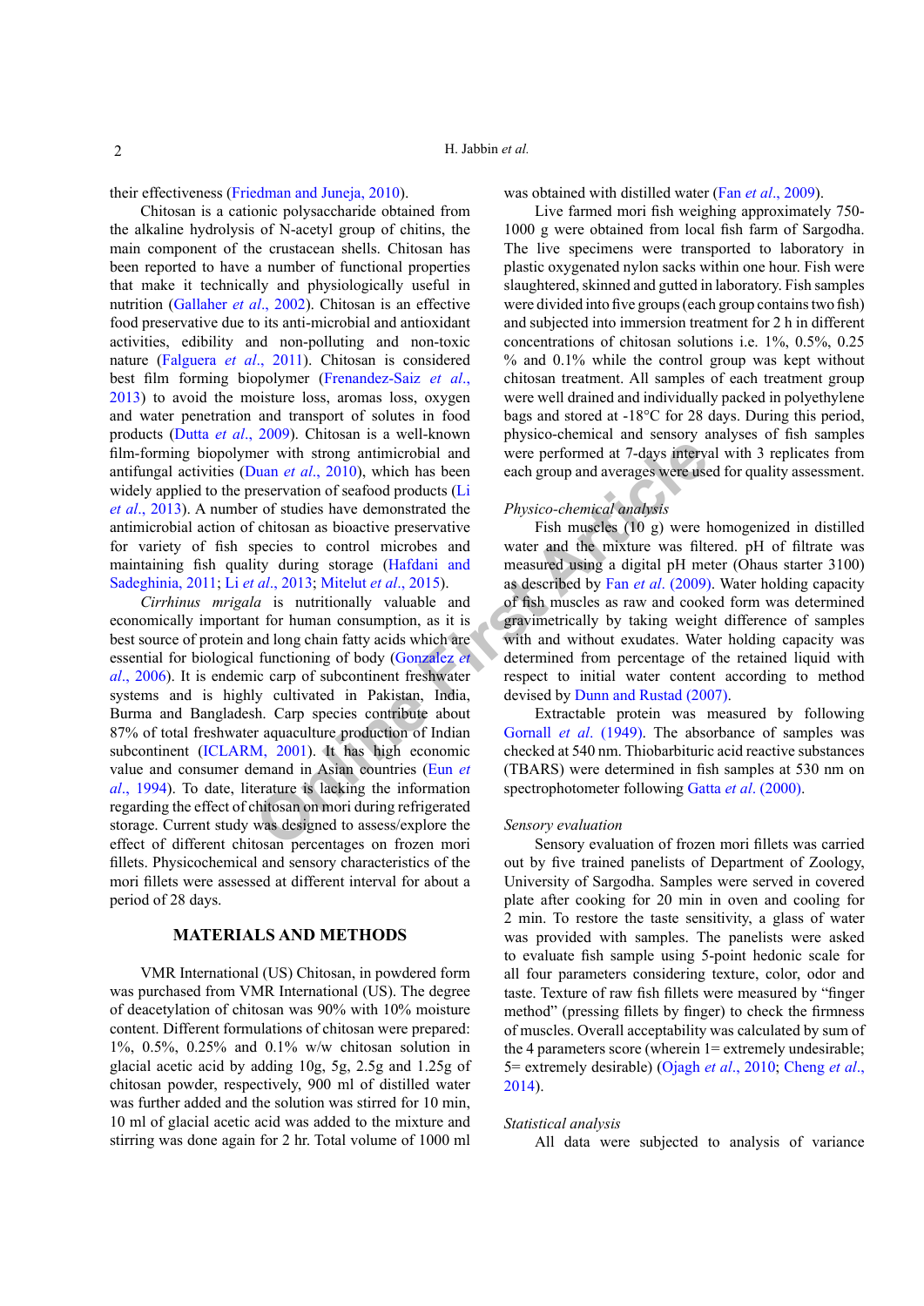their effectiveness (Friedman and Juneja, 2010).

Chitosan is a cationic polysaccharide obtained from the alkaline hydrolysis of N-acetyl group of chitins, the main component of the crustacean shells. Chitosan has been reported to have a number of functional properties that make it technically and physiologically useful in nutrition (Gallaher *et al*., 2002). Chitosan is an effective food preservative due to its anti-microbial and antioxidant activities, edibility and non-polluting and non-toxic nature (Falguera *et al*., 2011). Chitosan is considered best film forming biopolymer (Frenandez-Saiz *et al*., 2013) to avoid the moisture loss, aromas loss, oxygen and water penetration and transport of solutes in food products (Dutta *et al*., 2009). Chitosan is a well-known film-forming biopolymer with strong antimicrobial and antifungal activities (Duan *et al*., 2010), which has been widely applied to the preservation of seafood products (Li *et al*., 2013). A number of studies have demonstrated the antimicrobial action of chitosan as bioactive preservative for variety of fish species to control microbes and maintaining fish quality during storage (Hafdani and Sadeghinia, 2011; Li *et al*., 2013; Mitelut *et al*., 2015).

*Cirrhinus mrigala* is nutritionally valuable and economically important for human consumption, as it is best source of protein and long chain fatty acids which are essential for biological functioning of body (Gonzalez *et al*., 2006). It is endemic carp of subcontinent freshwater systems and is highly cultivated in Pakistan, India, Burma and Bangladesh. Carp species contribute about 87% of total freshwater aquaculture production of Indian subcontinent (ICLARM, 2001). It has high economic value and consumer demand in Asian countries (Eun *et al*., 1994). To date, literature is lacking the information regarding the effect of chitosan on mori during refrigerated storage. Current study was designed to assess/explore the effect of different chitosan percentages on frozen mori fillets. Physicochemical and sensory characteristics of the mori fillets were assessed at different interval for about a period of 28 days.

## MATERIALS AND METHODS

VMR International (US) Chitosan, in powdered form was purchased from VMR International (US). The degree of deacetylation of chitosan was 90% with 10% moisture content. Different formulations of chitosan were prepared: 1%, 0.5%, 0.25% and 0.1% w/w chitosan solution in glacial acetic acid by adding 10g, 5g, 2.5g and 1.25g of chitosan powder, respectively, 900 ml of distilled water was further added and the solution was stirred for 10 min, 10 ml of glacial acetic acid was added to the mixture and stirring was done again for 2 hr. Total volume of 1000 ml was obtained with distilled water (Fan *et al*., 2009).

Live farmed mori fish weighing approximately 750-1000 g were obtained from local fish farm of Sargodha. The live specimens were transported to laboratory in plastic oxygenated nylon sacks within one hour. Fish were slaughtered, skinned and gutted in laboratory. Fish samples were divided into five groups (each group contains two fish) and subjected into immersion treatment for 2 h in different concentrations of chitosan solutions i.e. 1%, 0.5%, 0.25 % and 0.1% while the control group was kept without chitosan treatment. All samples of each treatment group were well drained and individually packed in polyethylene bags and stored at -18°C for 28 days. During this period, physico-chemical and sensory analyses of fish samples were performed at 7-days interval with 3 replicates from each group and averages were used for quality assessment.

### *Physico-chemical analysis*

Fish muscles (10 g) were homogenized in distilled water and the mixture was filtered. pH of filtrate was measured using a digital pH meter (Ohaus starter 3100) as described by Fan *et al*. (2009). Water holding capacity of fish muscles as raw and cooked form was determined gravimetrically by taking weight difference of samples with and without exudates. Water holding capacity was determined from percentage of the retained liquid with respect to initial water content according to method devised by Dunn and Rustad (2007).

Extractable protein was measured by following Gornall *et al*. (1949). The absorbance of samples was checked at 540 nm. Thiobarbituric acid reactive substances (TBARS) were determined in fish samples at 530 nm on spectrophotometer following Gatta *et al*. (2000).

### *Sensory evaluation*

Sensory evaluation of frozen mori fillets was carried out by five trained panelists of Department of Zoology, University of Sargodha. Samples were served in covered plate after cooking for 20 min in oven and cooling for 2 min. To restore the taste sensitivity, a glass of water was provided with samples. The panelists were asked to evaluate fish sample using 5-point hedonic scale for all four parameters considering texture, color, odor and taste. Texture of raw fish fillets were measured by "finger method" (pressing fillets by finger) to check the firmness of muscles. Overall acceptability was calculated by sum of the 4 parameters score (wherein 1= extremely undesirable; 5= extremely desirable) (Ojagh *et al*., 2010; Cheng *et al*., 2014).

### *Statistical analysis*

All data were subjected to analysis of variance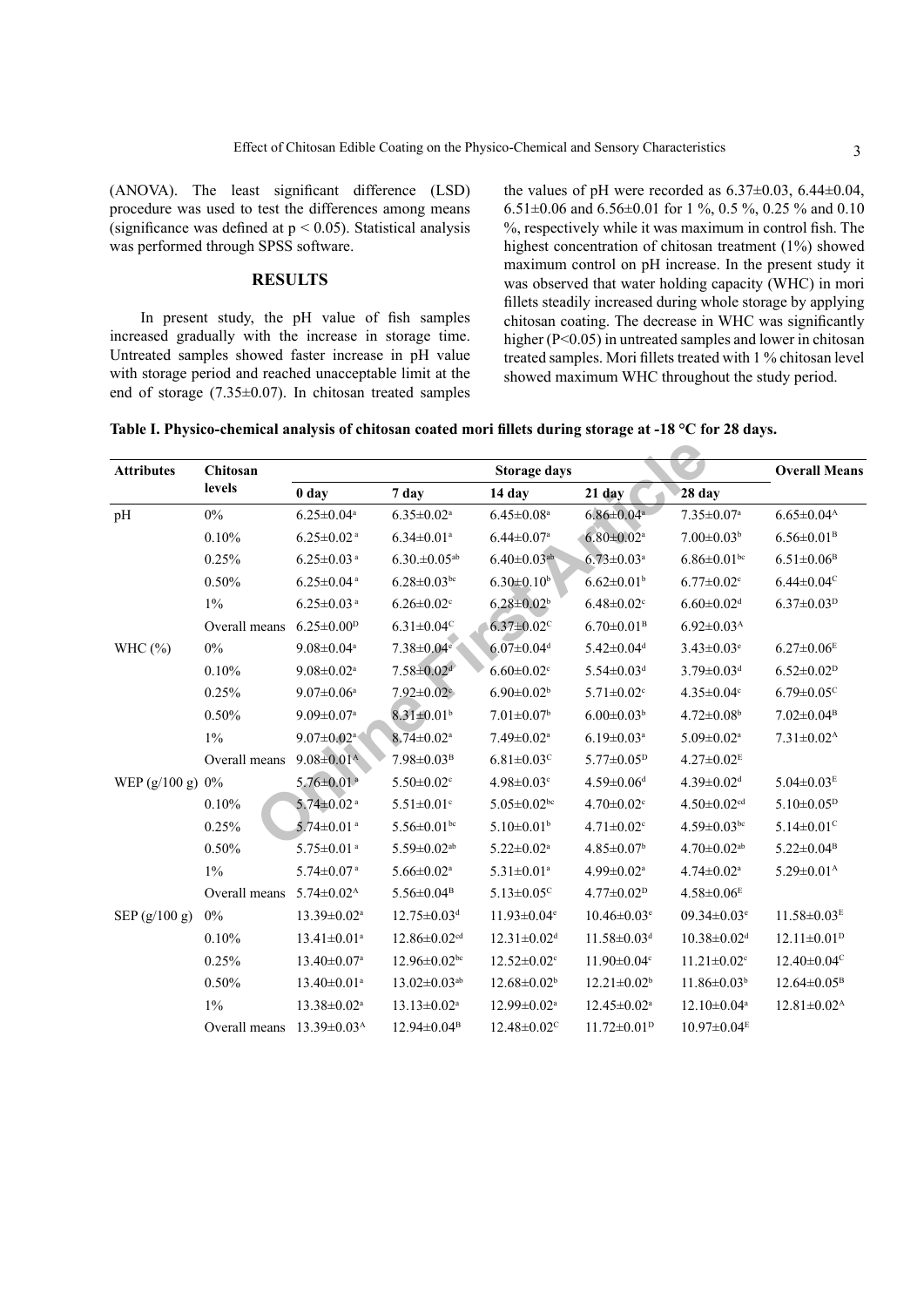(ANOVA). The least significant difference (LSD) procedure was used to test the differences among means (significance was defined at $p < 0.05$). Statistical analysis was performed through SPSS software.

## RESULTS

In present study, the pH value of fish samples increased gradually with the increase in storage time. Untreated samples showed faster increase in pH value with storage period and reached unacceptable limit at the end of storage (7.35±0.07). In chitosan treated samples the values of pH were recorded as 6.37±0.03, 6.44±0.04, 6.51±0.06 and 6.56±0.01 for 1 %, 0.5 %, 0.25 % and 0.10 %, respectively while it was maximum in control fish. The highest concentration of chitosan treatment (1%) showed maximum control on pH increase. In the present study it was observed that water holding capacity (WHC) in mori fillets steadily increased during whole storage by applying chitosan coating. The decrease in WHC was significantly higher ($P<0.05$) in untreated samples and lower in chitosan treated samples. Mori fillets treated with 1 % chitosan level showed maximum WHC throughout the study period.

**Table I. Physico-chemical analysis of chitosan coated mori fillets during storage at -18 °C for 28 days.**

| Attributes | Chitosan levels | Storage days | | | | | Overall Means |
|---|---|---|---|---|---|---|---|
| | | 0 day | 7 day | 14 day | 21 day | 28 day | |
| pH | 0% | 6.25±0.04$^{a}$ | 6.35±0.02$^{a}$ | 6.45±0.08$^{a}$ | 6.86±0.04$^{a}$ | 7.35±0.07$^{a}$ | 6.65±0.04$^{A}$ |
| | 0.10% | 6.25±0.02$^{a}$ | 6.34±0.01$^{a}$ | 6.44±0.07$^{a}$ | 6.80±0.02$^{a}$ | 7.00±0.03$^{b}$ | 6.56±0.01$^{B}$ |
| | 0.25% | 6.25±0.03$^{a}$ | 6.30.±0.05$^{ab}$ | 6.40±0.03$^{ab}$ | 6.73±0.03$^{a}$ | 6.86±0.01$^{bc}$ | 6.51±0.06$^{B}$ |
| | 0.50% | 6.25±0.04$^{a}$ | 6.28±0.03$^{bc}$ | 6.30±0.10$^{b}$ | 6.62±0.01$^{b}$ | 6.77±0.02$^{c}$ | 6.44±0.04$^{C}$ |
| | 1% | 6.25±0.03$^{a}$ | 6.26±0.02$^{c}$ | 6.28±0.02$^{b}$ | 6.48±0.02$^{c}$ | 6.60±0.02$^{d}$ | 6.37±0.03$^{D}$ |
| | Overall means | 6.25±0.00$^{D}$ | 6.31±0.04$^{C}$ | 6.37±0.02$^{C}$ | 6.70±0.01$^{B}$ | 6.92±0.03$^{A}$ | |
| WHC (%) | 0% | 9.08±0.04$^{a}$ | 7.38±0.04$^{e}$ | 6.07±0.04$^{d}$ | 5.42±0.04$^{d}$ | 3.43±0.03$^{e}$ | 6.27±0.06$^{E}$ |
| | 0.10% | 9.08±0.02$^{a}$ | 7.58±0.02$^{d}$ | 6.60±0.02$^{c}$ | 5.54±0.03$^{d}$ | 3.79±0.03$^{d}$ | 6.52±0.02$^{D}$ |
| | 0.25% | 9.07±0.06$^{a}$ | 7.92±0.02$^{c}$ | 6.90±0.02$^{b}$ | 5.71±0.02$^{c}$ | 4.35±0.04$^{c}$ | 6.79±0.05$^{C}$ |
| | 0.50% | 9.09±0.07$^{a}$ | 8.31±0.01$^{b}$ | 7.01±0.07$^{b}$ | 6.00±0.03$^{b}$ | 4.72±0.08$^{b}$ | 7.02±0.04$^{B}$ |
| | 1% | 9.07±0.02$^{a}$ | 8.74±0.02$^{a}$ | 7.49±0.02$^{a}$ | 6.19±0.03$^{a}$ | 5.09±0.02$^{a}$ | 7.31±0.02$^{A}$ |
| | Overall means | 9.08±0.01$^{A}$ | 7.98±0.03$^{B}$ | 6.81±0.03$^{C}$ | 5.77±0.05$^{D}$ | 4.27±0.02$^{E}$ | |
| WEP (g/100 g) | 0% | 5.76±0.01$^{a}$ | 5.50±0.02$^{c}$ | 4.98±0.03$^{c}$ | 4.59±0.06$^{d}$ | 4.39±0.02$^{d}$ | 5.04±0.03$^{E}$ |
| | 0.10% | 5.74±0.02$^{a}$ | 5.51±0.01$^{c}$ | 5.05±0.02$^{bc}$ | 4.70±0.02$^{c}$ | 4.50±0.02$^{cd}$ | 5.10±0.05$^{D}$ |
| | 0.25% | 5.74±0.01$^{a}$ | 5.56±0.01$^{bc}$ | 5.10±0.01$^{b}$ | 4.71±0.02$^{c}$ | 4.59±0.03$^{bc}$ | 5.14±0.01$^{C}$ |
| | 0.50% | 5.75±0.01$^{a}$ | 5.59±0.02$^{ab}$ | 5.22±0.02$^{a}$ | 4.85±0.07$^{b}$ | 4.70±0.02$^{ab}$ | 5.22±0.04$^{B}$ |
| | 1% | 5.74±0.07$^{a}$ | 5.66±0.02$^{a}$ | 5.31±0.01$^{a}$ | 4.99±0.02$^{a}$ | 4.74±0.02$^{a}$ | 5.29±0.01$^{A}$ |
| | Overall means | 5.74±0.02$^{A}$ | 5.56±0.04$^{B}$ | 5.13±0.05$^{C}$ | 4.77±0.02$^{D}$ | 4.58±0.06$^{E}$ | |
| SEP (g/100 g) | 0% | 13.39±0.02$^{a}$ | 12.75±0.03$^{d}$ | 11.93±0.04$^{e}$ | 10.46±0.03$^{e}$ | 09.34±0.03$^{e}$ | 11.58±0.03$^{E}$ |
| | 0.10% | 13.41±0.01$^{a}$ | 12.86±0.02$^{cd}$ | 12.31±0.02$^{d}$ | 11.58±0.03$^{d}$ | 10.38±0.02$^{d}$ | 12.11±0.01$^{D}$ |
| | 0.25% | 13.40±0.07$^{a}$ | 12.96±0.02$^{bc}$ | 12.52±0.02$^{c}$ | 11.90±0.04$^{c}$ | 11.21±0.02$^{c}$ | 12.40±0.04$^{C}$ |
| | 0.50% | 13.40±0.01$^{a}$ | 13.02±0.03$^{ab}$ | 12.68±0.02$^{b}$ | 12.21±0.02$^{b}$ | 11.86±0.03$^{b}$ | 12.64±0.05$^{B}$ |
| | 1% | 13.38±0.02$^{a}$ | 13.13±0.02$^{a}$ | 12.99±0.02$^{a}$ | 12.45±0.02$^{a}$ | 12.10±0.04$^{a}$ | 12.81±0.02$^{A}$ |
| | Overall means | 13.39±0.03$^{A}$ | 12.94±0.04$^{B}$ | 12.48±0.02$^{C}$ | 11.72±0.01$^{D}$ | 10.97±0.04$^{E}$ | |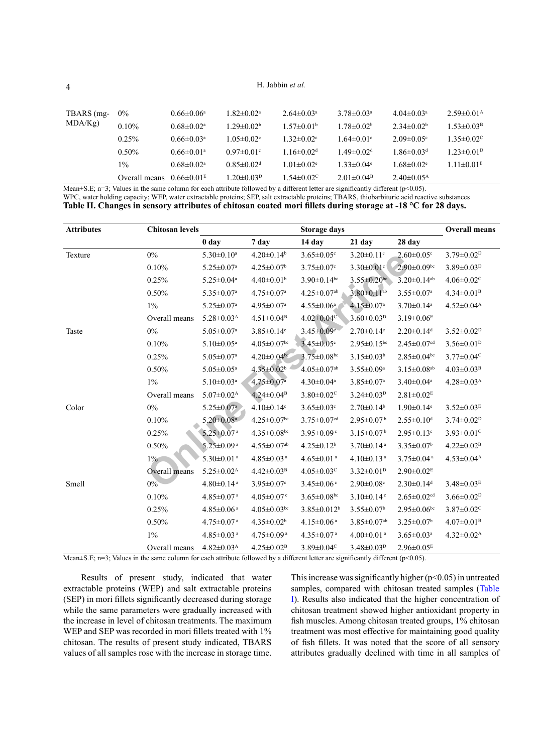| TBARS (mg-MDA/Kg) | 0% | 0.66±0.06[a] | 1.82±0.02[a] | 2.64±0.03[a] | 3.78±0.03[a] | 4.04±0.03[a] | 2.59±0.01[A] |
|---|---|---|---|---|---|---|---|
| | 0.10% | 0.68±0.02[a] | 1.29±0.02[b] | 1.57±0.01[b] | 1.78±0.02[b] | 2.34±0.02[b] | 1.53±0.03[B] |
| | 0.25% | 0.66±0.03[a] | 1.05±0.02[c] | 1.32±0.02[c] | 1.64±0.01[c] | 2.09±0.05[c] | 1.35±0.02[C] |
| | 0.50% | 0.66±0.01[a] | 0.97±0.01[c] | 1.16±0.02[d] | 1.49±0.02[d] | 1.86±0.03[d] | 1.23±0.01[D] |
| | 1% | 0.68±0.02[a] | 0.85±0.02[d] | 1.01±0.02[e] | 1.33±0.04[e] | 1.68±0.02[e] | 1.11±0.01[E] |
| | Overall means | 0.66±0.01[E] | 1.20±0.03[D] | 1.54±0.02[C] | 2.01±0.04[B] | 2.40±0.05[A] | |

Mean±S.E; n=3; Values in the same column for each attribute followed by a different letter are significantly different (p<0.05).
WPC, water holding capacity; WEP, water extractable proteins; SEP, salt extractable proteins; TBARS, thiobarbituric acid reactive substances

**Table II. Changes in sensory attributes of chitosan coated mori fillets during storage at -18 °C for 28 days.**

| Attributes | Chitosan levels | Storage days | | | | | Overall means |
|---|---|---|---|---|---|---|---|
| | | 0 day | 7 day | 14 day | 21 day | 28 day | |
| Texture | 0% | 5.30±0.10[a] | 4.20±0.14[b] | 3.65±0.05[c] | 3.20±0.11[c] | 2.60±0.05[c] | 3.79±0.02[D] |
| | 0.10% | 5.25±0.07[a] | 4.25±0.07[b] | 3.75±0.07[c] | 3.30±0.01[c] | 2.90±0.09[bc] | 3.89±0.03[D] |
| | 0.25% | 5.25±0.04[a] | 4.40±0.01[b] | 3.90±0.14[bc] | 3.55±0.20[bc] | 3.20±0.14[ab] | 4.06±0.02[C] |
| | 0.50% | 5.35±0.07[a] | 4.75±0.07[a] | 4.25±0.07[ab] | 3.80±0.11[ab] | 3.55±0.07[a] | 4.34±0.01[B] |
| | 1% | 5.25±0.07[a] | 4.95±0.07[a] | 4.55±0.06[a] | 4.15±0.07[a] | 3.70±0.14[a] | 4.52±0.04[A] |
| | Overall means | 5.28±0.03[A] | 4.51±0.04[B] | 4.02±0.04[C] | 3.60±0.03[D] | 3.19±0.06[E] | |
| Taste | 0% | 5.05±0.07[a] | 3.85±0.14[c] | 3.45±0.09[c] | 2.70±0.14[c] | 2.20±0.14[d] | 3.52±0.02[D] |
| | 0.10% | 5.10±0.05[a] | 4.05±0.07[bc] | 3.45±0.05[c] | 2.95±0.15[bc] | 2.45±0.07[cd] | 3.56±0.01[D] |
| | 0.25% | 5.05±0.07[a] | 4.20±0.04[bc] | 3.75±0.08[bc] | 3.15±0.03[b] | 2.85±0.04[bc] | 3.77±0.04[C] |
| | 0.50% | 5.05±0.05[a] | 4.35±0.02[b] | 4.05±0.07[ab] | 3.55±0.09[a] | 3.15±0.08[ab] | 4.03±0.03[B] |
| | 1% | 5.10±0.03[a] | 4.75±0.07[a] | 4.30±0.04[a] | 3.85±0.07[a] | 3.40±0.04[a] | 4.28±0.03[A] |
| | Overall means | 5.07±0.02[A] | 4.24±0.04[B] | 3.80±0.02[C] | 3.24±0.03[D] | 2.81±0.02[E] | |
| Color | 0% | 5.25±0.07[a] | 4.10±0.14[c] | 3.65±0.03[c] | 2.70±0.14[b] | 1.90±0.14[e] | 3.52±0.03[E] |
| | 0.10% | 5.20±0.08[a] | 4.25±0.07[bc] | 3.75±0.07[cd] | 2.95±0.07[b] | 2.55±0.10[d] | 3.74±0.02[D] |
| | 0.25% | 5.25±0.07[a] | 4.35±0.08[bc] | 3.95±0.09[c] | 3.15±0.07[b] | 2.95±0.13[c] | 3.93±0.01[C] |
| | 0.50% | 5.25±0.09[a] | 4.55±0.07[ab] | 4.25±0.12[b] | 3.70±0.14[a] | 3.35±0.07[b] | 4.22±0.02[B] |
| | 1% | 5.30±0.01[a] | 4.85±0.03[a] | 4.65±0.01[a] | 4.10±0.13[a] | 3.75±0.04[a] | 4.53±0.04[A] |
| | Overall means | 5.25±0.02[A] | 4.42±0.03[B] | 4.05±0.03[C] | 3.32±0.01[D] | 2.90±0.02[E] | |
| Smell | 0% | 4.80±0.14[a] | 3.95±0.07[c] | 3.45±0.06[c] | 2.90±0.08[c] | 2.30±0.14[d] | 3.48±0.03[E] |
| | 0.10% | 4.85±0.07[a] | 4.05±0.07[c] | 3.65±0.08[bc] | 3.10±0.14[c] | 2.65±0.02[cd] | 3.66±0.02[D] |
| | 0.25% | 4.85±0.06[a] | 4.05±0.03[bc] | 3.85±0.012[b] | 3.55±0.07[b] | 2.95±0.06[bc] | 3.87±0.02[C] |
| | 0.50% | 4.75±0.07[a] | 4.35±0.02[b] | 4.15±0.06[a] | 3.85±0.07[ab] | 3.25±0.07[b] | 4.07±0.01[B] |
| | 1% | 4.85±0.03[a] | 4.75±0.09[a] | 4.35±0.07[a] | 4.00±0.01[a] | 3.65±0.03[a] | 4.32±0.02[A] |
| | Overall means | 4.82±0.03[A] | 4.25±0.02[B] | 3.89±0.04[C] | 3.48±0.03[D] | 2.96±0.05[E] | |

Mean±S.E; n=3; Values in the same column for each attribute followed by a different letter are significantly different (p<0.05).

Results of present study, indicated that water extractable proteins (WEP) and salt extractable proteins (SEP) in mori fillets significantly decreased during storage while the same parameters were gradually increased with the increase in level of chitosan treatments. The maximum WEP and SEP was recorded in mori fillets treated with 1% chitosan. The results of present study indicated, TBARS values of all samples rose with the increase in storage time. This increase was significantly higher (p<0.05) in untreated samples, compared with chitosan treated samples (Table I). Results also indicated that the higher concentration of chitosan treatment showed higher antioxidant property in fish muscles. Among chitosan treated groups, 1% chitosan treatment was most effective for maintaining good quality of fish fillets. It was noted that the score of all sensory attributes gradually declined with time in all samples of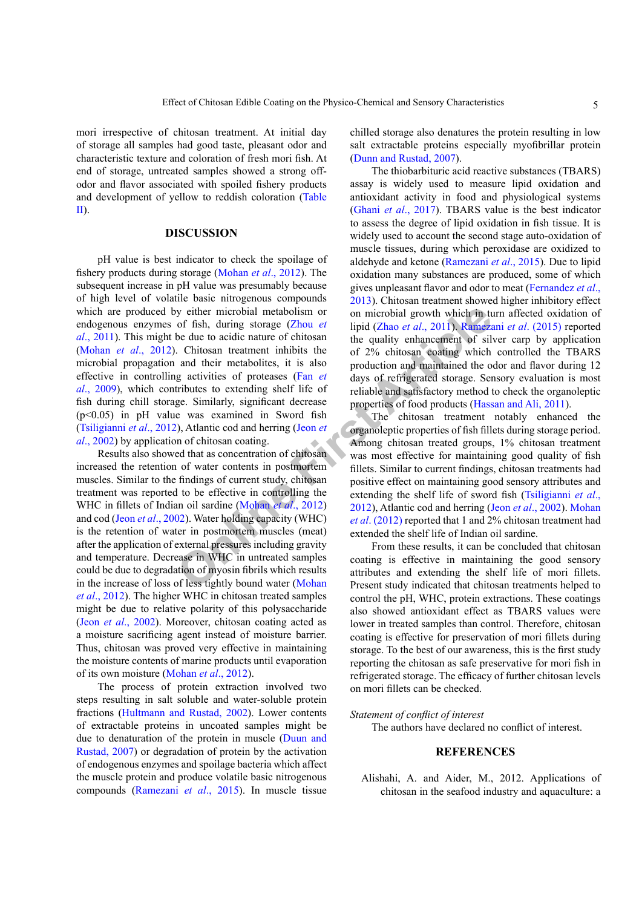mori irrespective of chitosan treatment. At initial day of storage all samples had good taste, pleasant odor and characteristic texture and coloration of fresh mori fish. At end of storage, untreated samples showed a strong off-odor and flavor associated with spoiled fishery products and development of yellow to reddish coloration (Table II).

## DISCUSSION

pH value is best indicator to check the spoilage of fishery products during storage (Mohan *et al*., 2012). The subsequent increase in pH value was presumably because of high level of volatile basic nitrogenous compounds which are produced by either microbial metabolism or endogenous enzymes of fish, during storage (Zhou *et al*., 2011). This might be due to acidic nature of chitosan (Mohan *et al*., 2012). Chitosan treatment inhibits the microbial propagation and their metabolites, it is also effective in controlling activities of proteases (Fan *et al*., 2009), which contributes to extending shelf life of fish during chill storage. Similarly, significant decrease ($p<0.05$) in pH value was examined in Sword fish (Tsiligianni *et al*., 2012), Atlantic cod and herring (Jeon *et al*., 2002) by application of chitosan coating.

Results also showed that as concentration of chitosan increased the retention of water contents in postmortem muscles. Similar to the findings of current study, chitosan treatment was reported to be effective in controlling the WHC in fillets of Indian oil sardine (Mohan *et al*., 2012) and cod (Jeon *et al*., 2002). Water holding capacity (WHC) is the retention of water in postmortem muscles (meat) after the application of external pressures including gravity and temperature. Decrease in WHC in untreated samples could be due to degradation of myosin fibrils which results in the increase of loss of less tightly bound water (Mohan *et al*., 2012). The higher WHC in chitosan treated samples might be due to relative polarity of this polysaccharide (Jeon *et al*., 2002). Moreover, chitosan coating acted as a moisture sacrificing agent instead of moisture barrier. Thus, chitosan was proved very effective in maintaining the moisture contents of marine products until evaporation of its own moisture (Mohan *et al*., 2012).

The process of protein extraction involved two steps resulting in salt soluble and water-soluble protein fractions (Hultmann and Rustad, 2002). Lower contents of extractable proteins in uncoated samples might be due to denaturation of the protein in muscle (Duun and Rustad, 2007) or degradation of protein by the activation of endogenous enzymes and spoilage bacteria which affect the muscle protein and produce volatile basic nitrogenous compounds (Ramezani *et al*., 2015). In muscle tissue chilled storage also denatures the protein resulting in low salt extractable proteins especially myofibrillar protein (Dunn and Rustad, 2007).

The thiobarbituric acid reactive substances (TBARS) assay is widely used to measure lipid oxidation and antioxidant activity in food and physiological systems (Ghani *et al*., 2017). TBARS value is the best indicator to assess the degree of lipid oxidation in fish tissue. It is widely used to account the second stage auto-oxidation of muscle tissues, during which peroxidase are oxidized to aldehyde and ketone (Ramezani *et al*., 2015). Due to lipid oxidation many substances are produced, some of which gives unpleasant flavor and odor to meat (Fernandez *et al*., 2013). Chitosan treatment showed higher inhibitory effect on microbial growth which in turn affected oxidation of lipid (Zhao *et al*., 2011). Ramezani *et al*. (2015) reported the quality enhancement of silver carp by application of 2% chitosan coating which controlled the TBARS production and maintained the odor and flavor during 12 days of refrigerated storage. Sensory evaluation is most reliable and satisfactory method to check the organoleptic properties of food products (Hassan and Ali, 2011).

The chitosan treatment notably enhanced the organoleptic properties of fish fillets during storage period. Among chitosan treated groups, 1% chitosan treatment was most effective for maintaining good quality of fish fillets. Similar to current findings, chitosan treatments had positive effect on maintaining good sensory attributes and extending the shelf life of sword fish (Tsiligianni *et al*., 2012), Atlantic cod and herring (Jeon *et al*., 2002). Mohan *et al*. (2012) reported that 1 and 2% chitosan treatment had extended the shelf life of Indian oil sardine.

From these results, it can be concluded that chitosan coating is effective in maintaining the good sensory attributes and extending the shelf life of mori fillets. Present study indicated that chitosan treatments helped to control the pH, WHC, protein extractions. These coatings also showed antioxidant effect as TBARS values were lower in treated samples than control. Therefore, chitosan coating is effective for preservation of mori fillets during storage. To the best of our awareness, this is the first study reporting the chitosan as safe preservative for mori fish in refrigerated storage. The efficacy of further chitosan levels on mori fillets can be checked.

*Statement of conflict of interest*

The authors have declared no conflict of interest.

## REFERENCES

Alishahi, A. and Aider, M., 2012. Applications of chitosan in the seafood industry and aquaculture: a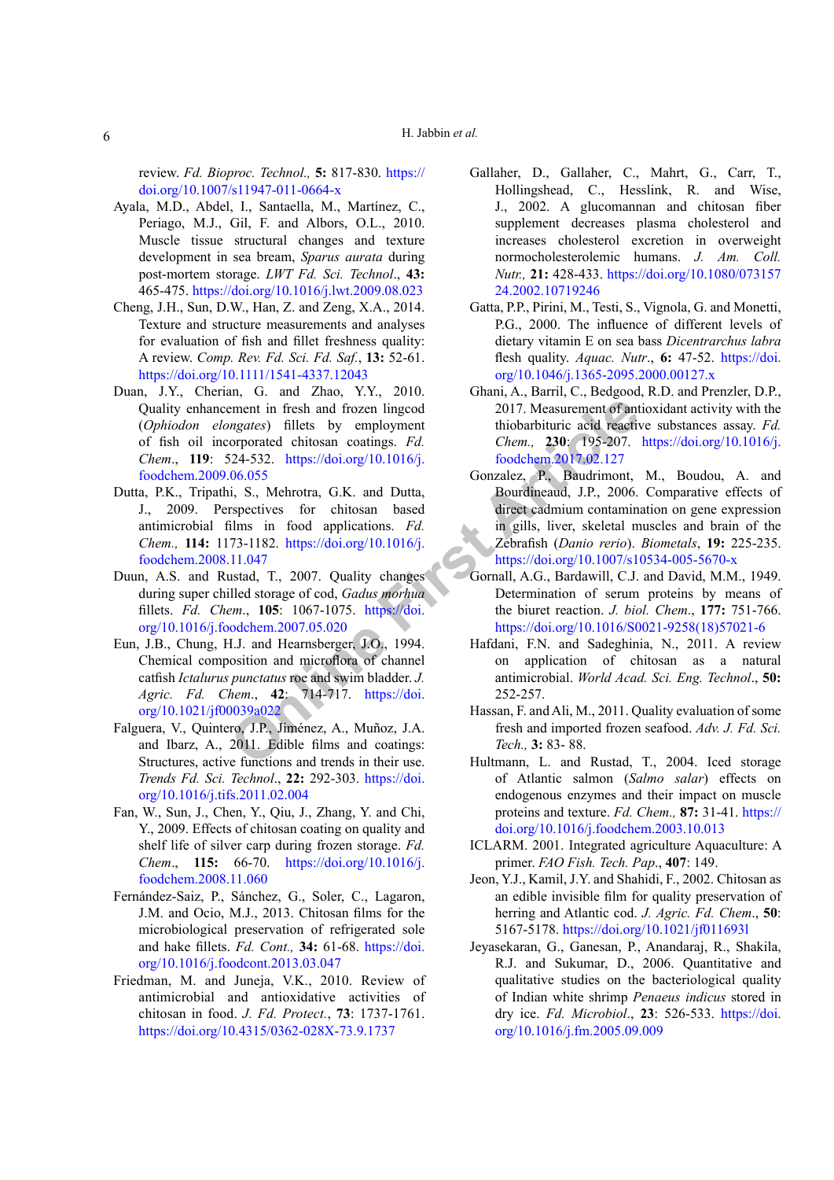review. *Fd. Bioproc. Technol.,* **5:** 817-830. https://doi.org/10.1007/s11947-011-0664-x

Ayala, M.D., Abdel, I., Santaella, M., Martínez, C., Periago, M.J., Gil, F. and Albors, O.L., 2010. Muscle tissue structural changes and texture development in sea bream, *Sparus aurata* during post-mortem storage. *LWT Fd. Sci. Technol*., **43:** 465-475. https://doi.org/10.1016/j.lwt.2009.08.023

Cheng, J.H., Sun, D.W., Han, Z. and Zeng, X.A., 2014. Texture and structure measurements and analyses for evaluation of fish and fillet freshness quality: A review. *Comp. Rev. Fd. Sci. Fd. Saf.*, **13:** 52-61. https://doi.org/10.1111/1541-4337.12043

Duan, J.Y., Cherian, G. and Zhao, Y.Y., 2010. Quality enhancement in fresh and frozen lingcod (*Ophiodon elongates*) fillets by employment of fish oil incorporated chitosan coatings. *Fd. Chem*., **119**: 524-532. https://doi.org/10.1016/j.foodchem.2009.06.055

Dutta, P.K., Tripathi, S., Mehrotra, G.K. and Dutta, J., 2009. Perspectives for chitosan based antimicrobial films in food applications. *Fd. Chem.,* **114:** 1173-1182. https://doi.org/10.1016/j.foodchem.2008.11.047

Duun, A.S. and Rustad, T., 2007. Quality changes during super chilled storage of cod, *Gadus morhua* fillets. *Fd. Chem*., **105**: 1067-1075. https://doi.org/10.1016/j.foodchem.2007.05.020

Eun, J.B., Chung, H.J. and Hearnsberger, J.O., 1994. Chemical composition and microflora of channel catfish *Ictalurus punctatus* roe and swim bladder. *J. Agric. Fd. Chem*., **42**: 714-717. https://doi.org/10.1021/jf00039a022

Falguera, V., Quintero, J.P., Jiménez, A., Muñoz, J.A. and Ibarz, A., 2011. Edible films and coatings: Structures, active functions and trends in their use. *Trends Fd. Sci. Technol*., **22:** 292-303. https://doi.org/10.1016/j.tifs.2011.02.004

Fan, W., Sun, J., Chen, Y., Qiu, J., Zhang, Y. and Chi, Y., 2009. Effects of chitosan coating on quality and shelf life of silver carp during frozen storage. *Fd. Chem*., **115:** 66-70. https://doi.org/10.1016/j.foodchem.2008.11.060

Fernández-Saiz, P., Sánchez, G., Soler, C., Lagaron, J.M. and Ocio, M.J., 2013. Chitosan films for the microbiological preservation of refrigerated sole and hake fillets. *Fd. Cont.,* **34:** 61-68. https://doi.org/10.1016/j.foodcont.2013.03.047

Friedman, M. and Juneja, V.K., 2010. Review of antimicrobial and antioxidative activities of chitosan in food. *J. Fd. Protect.*, **73**: 1737-1761. https://doi.org/10.4315/0362-028X-73.9.1737

Gallaher, D., Gallaher, C., Mahrt, G., Carr, T., Hollingshead, C., Hesslink, R. and Wise, J., 2002. A glucomannan and chitosan fiber supplement decreases plasma cholesterol and increases cholesterol excretion in overweight normocholesterolemic humans. *J. Am. Coll. Nutr.,* **21:** 428-433. https://doi.org/10.1080/07315724.2002.10719246

Gatta, P.P., Pirini, M., Testi, S., Vignola, G. and Monetti, P.G., 2000. The influence of different levels of dietary vitamin E on sea bass *Dicentrarchus labra* flesh quality. *Aquac. Nutr*., **6:** 47-52. https://doi.org/10.1046/j.1365-2095.2000.00127.x

Ghani, A., Barril, C., Bedgood, R.D. and Prenzler, D.P., 2017. Measurement of antioxidant activity with the thiobarbituric acid reactive substances assay. *Fd. Chem.,* **230**: 195-207. https://doi.org/10.1016/j.foodchem.2017.02.127

Gonzalez, P., Baudrimont, M., Boudou, A. and Bourdineaud, J.P., 2006. Comparative effects of direct cadmium contamination on gene expression in gills, liver, skeletal muscles and brain of the Zebrafish (*Danio rerio*). *Biometals*, **19:** 225-235. https://doi.org/10.1007/s10534-005-5670-x

Gornall, A.G., Bardawill, C.J. and David, M.M., 1949. Determination of serum proteins by means of the biuret reaction. *J. biol. Chem*., **177:** 751-766. https://doi.org/10.1016/S0021-9258(18)57021-6

Hafdani, F.N. and Sadeghinia, N., 2011. A review on application of chitosan as a natural antimicrobial. *World Acad. Sci. Eng. Technol*., **50:** 252-257.

Hassan, F. and Ali, M., 2011. Quality evaluation of some fresh and imported frozen seafood. *Adv. J. Fd. Sci. Tech.,* **3:** 83- 88.

Hultmann, L. and Rustad, T., 2004. Iced storage of Atlantic salmon (*Salmo salar*) effects on endogenous enzymes and their impact on muscle proteins and texture. *Fd. Chem.,* **87:** 31-41. https://doi.org/10.1016/j.foodchem.2003.10.013

ICLARM. 2001. Integrated agriculture Aquaculture: A primer. *FAO Fish. Tech. Pap*., **407**: 149.

Jeon, Y.J., Kamil, J.Y. and Shahidi, F., 2002. Chitosan as an edible invisible film for quality preservation of herring and Atlantic cod. *J. Agric. Fd. Chem*., **50**: 5167-5178. https://doi.org/10.1021/jf011693l

Jeyasekaran, G., Ganesan, P., Anandaraj, R., Shakila, R.J. and Sukumar, D., 2006. Quantitative and qualitative studies on the bacteriological quality of Indian white shrimp *Penaeus indicus* stored in dry ice. *Fd. Microbiol*., **23**: 526-533. https://doi.org/10.1016/j.fm.2005.09.009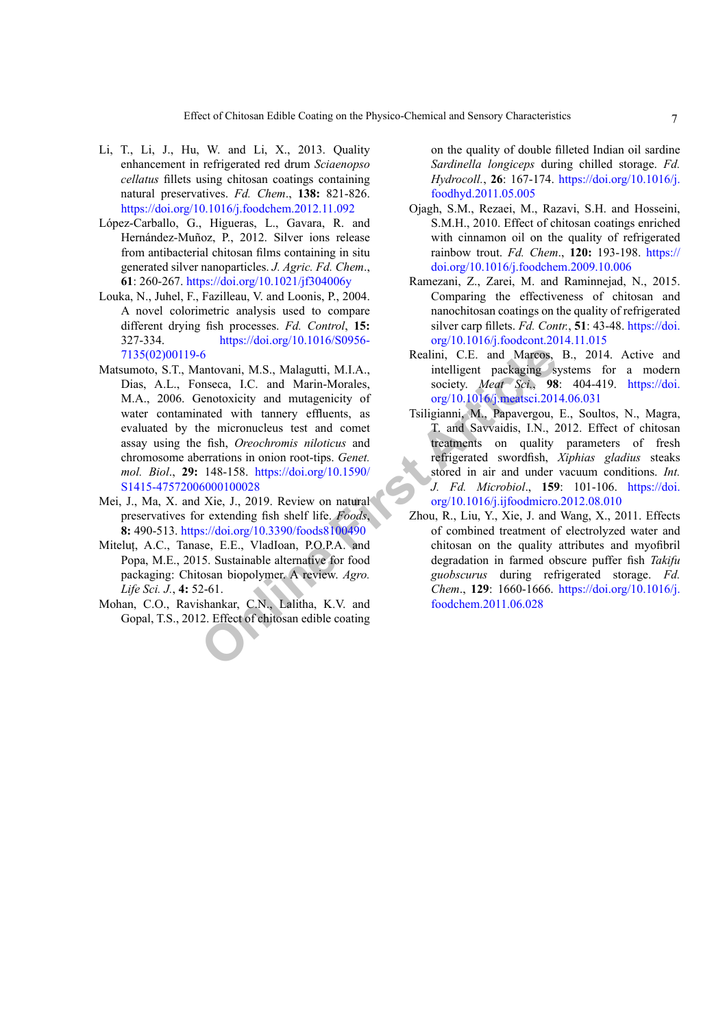Li, T., Li, J., Hu, W. and Li, X., 2013. Quality enhancement in refrigerated red drum *Sciaenopso cellatus* fillets using chitosan coatings containing natural preservatives. *Fd. Chem*., **138:** 821-826. https://doi.org/10.1016/j.foodchem.2012.11.092

López-Carballo, G., Higueras, L., Gavara, R. and Hernández-Muñoz, P., 2012. Silver ions release from antibacterial chitosan films containing in situ generated silver nanoparticles. *J. Agric. Fd. Chem*., **61**: 260-267. https://doi.org/10.1021/jf304006y

Louka, N., Juhel, F., Fazilleau, V. and Loonis, P., 2004. A novel colorimetric analysis used to compare different drying fish processes. *Fd. Control*, **15:** 327-334. https://doi.org/10.1016/S0956-7135(02)00119-6

Matsumoto, S.T., Mantovani, M.S., Malagutti, M.I.A., Dias, A.L., Fonseca, I.C. and Marin-Morales, M.A., 2006. Genotoxicity and mutagenicity of water contaminated with tannery effluents, as evaluated by the micronucleus test and comet assay using the fish, *Oreochromis niloticus* and chromosome aberrations in onion root-tips. *Genet. mol. Biol*., **29:** 148-158. https://doi.org/10.1590/S1415-47572006000100028

Mei, J., Ma, X. and Xie, J., 2019. Review on natural preservatives for extending fish shelf life. *Foods*, **8:** 490-513. https://doi.org/10.3390/foods8100490

Miteluț, A.C., Tanase, E.E., VladIoan, P.O.P.A. and Popa, M.E., 2015. Sustainable alternative for food packaging: Chitosan biopolymer. A review. *Agro. Life Sci. J*., **4:** 52-61.

Mohan, C.O., Ravishankar, C.N., Lalitha, K.V. and Gopal, T.S., 2012. Effect of chitosan edible coating on the quality of double filleted Indian oil sardine *Sardinella longiceps* during chilled storage. *Fd. Hydrocoll.*, **26**: 167-174. https://doi.org/10.1016/j.foodhyd.2011.05.005

Ojagh, S.M., Rezaei, M., Razavi, S.H. and Hosseini, S.M.H., 2010. Effect of chitosan coatings enriched with cinnamon oil on the quality of refrigerated rainbow trout. *Fd. Chem*., **120:** 193-198. https://doi.org/10.1016/j.foodchem.2009.10.006

Ramezani, Z., Zarei, M. and Raminnejad, N., 2015. Comparing the effectiveness of chitosan and nanochitosan coatings on the quality of refrigerated silver carp fillets. *Fd. Contr.*, **51**: 43-48. https://doi.org/10.1016/j.foodcont.2014.11.015

Realini, C.E. and Marcos, B., 2014. Active and intelligent packaging systems for a modern society. *Meat Sci*., **98**: 404-419. https://doi.org/10.1016/j.meatsci.2014.06.031

Tsiligianni, M., Papavergou, E., Soultos, N., Magra, T. and Savvaidis, I.N., 2012. Effect of chitosan treatments on quality parameters of fresh refrigerated swordfish, *Xiphias gladius* steaks stored in air and under vacuum conditions. *Int. J. Fd. Microbiol*., **159**: 101-106. https://doi.org/10.1016/j.ijfoodmicro.2012.08.010

Zhou, R., Liu, Y., Xie, J. and Wang, X., 2011. Effects of combined treatment of electrolyzed water and chitosan on the quality attributes and myofibril degradation in farmed obscure puffer fish *Takifu guobscurus* during refrigerated storage. *Fd. Chem*., **129**: 1660-1666. https://doi.org/10.1016/j.foodchem.2011.06.028